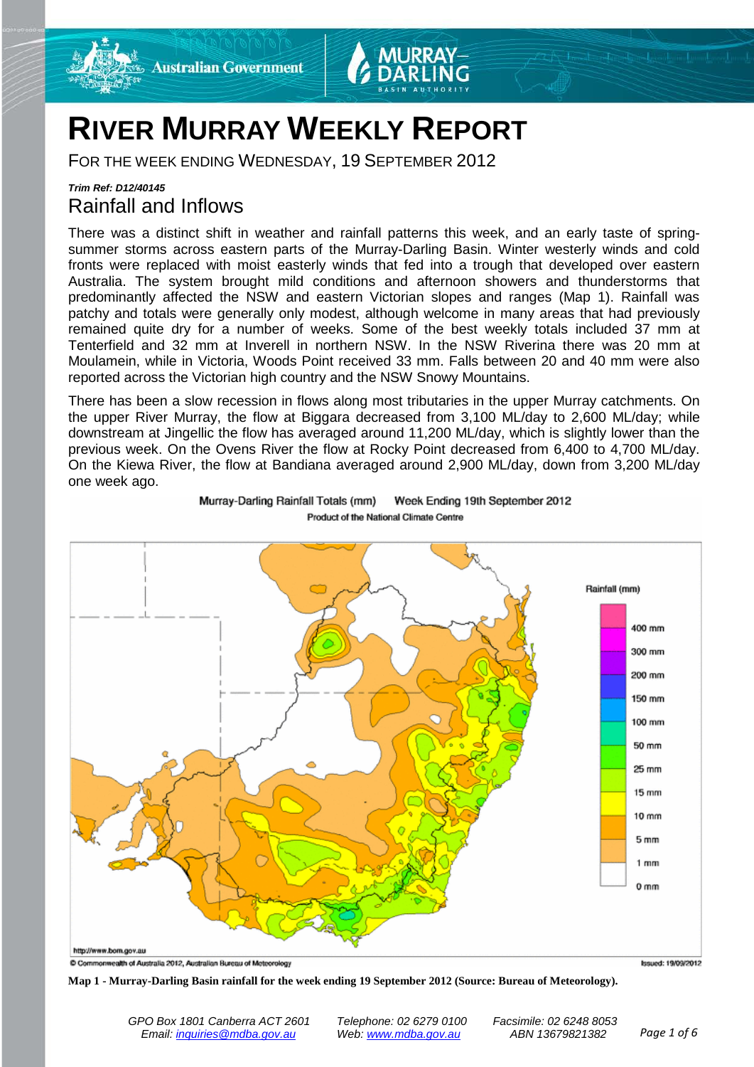# RIVER MURRAY WEEKLY REPORT

FOR THE WEEK ENDING WEDNESDAY, 19 SEPTEMBER 2012

***Trim Ref: D12/40145***

## Rainfall and Inflows

There was a distinct shift in weather and rainfall patterns this week, and an early taste of spring-summer storms across eastern parts of the Murray-Darling Basin. Winter westerly winds and cold fronts were replaced with moist easterly winds that fed into a trough that developed over eastern Australia. The system brought mild conditions and afternoon showers and thunderstorms that predominantly affected the NSW and eastern Victorian slopes and ranges (Map 1). Rainfall was patchy and totals were generally only modest, although welcome in many areas that had previously remained quite dry for a number of weeks. Some of the best weekly totals included 37 mm at Tenterfield and 32 mm at Inverell in northern NSW. In the NSW Riverina there was 20 mm at Moulamein, while in Victoria, Woods Point received 33 mm. Falls between 20 and 40 mm were also reported across the Victorian high country and the NSW Snowy Mountains.

There has been a slow recession in flows along most tributaries in the upper Murray catchments. On the upper River Murray, the flow at Biggara decreased from 3,100 ML/day to 2,600 ML/day; while downstream at Jingellic the flow has averaged around 11,200 ML/day, which is slightly lower than the previous week. On the Ovens River the flow at Rocky Point decreased from 6,400 to 4,700 ML/day. On the Kiewa River, the flow at Bandiana averaged around 2,900 ML/day, down from 3,200 ML/day one week ago.

**Map 1 - Murray-Darling Basin rainfall for the week ending 19 September 2012 (Source: Bureau of Meteorology).**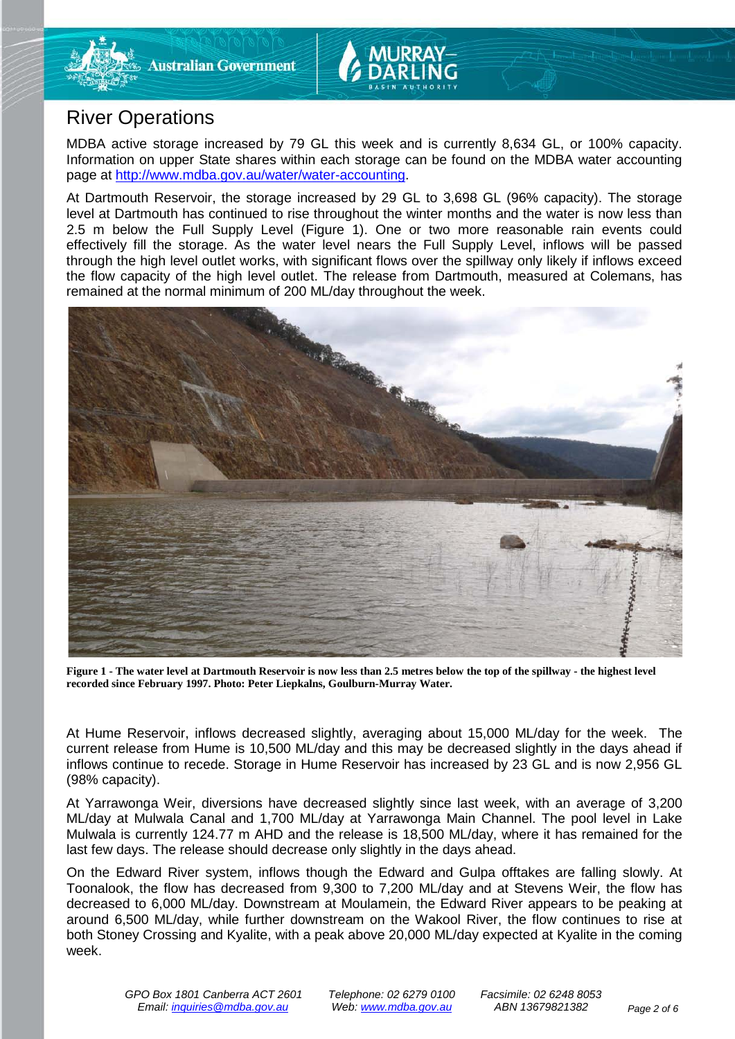# River Operations

MDBA active storage increased by 79 GL this week and is currently 8,634 GL, or 100% capacity. Information on upper State shares within each storage can be found on the MDBA water accounting page at http://www.mdba.gov.au/water/water-accounting.

At Dartmouth Reservoir, the storage increased by 29 GL to 3,698 GL (96% capacity). The storage level at Dartmouth has continued to rise throughout the winter months and the water is now less than 2.5 m below the Full Supply Level (Figure 1). One or two more reasonable rain events could effectively fill the storage. As the water level nears the Full Supply Level, inflows will be passed through the high level outlet works, with significant flows over the spillway only likely if inflows exceed the flow capacity of the high level outlet. The release from Dartmouth, measured at Colemans, has remained at the normal minimum of 200 ML/day throughout the week.

**Figure 1 - The water level at Dartmouth Reservoir is now less than 2.5 metres below the top of the spillway - the highest level recorded since February 1997. Photo: Peter Liepkalns, Goulburn-Murray Water.**

At Hume Reservoir, inflows decreased slightly, averaging about 15,000 ML/day for the week. The current release from Hume is 10,500 ML/day and this may be decreased slightly in the days ahead if inflows continue to recede. Storage in Hume Reservoir has increased by 23 GL and is now 2,956 GL (98% capacity).

At Yarrawonga Weir, diversions have decreased slightly since last week, with an average of 3,200 ML/day at Mulwala Canal and 1,700 ML/day at Yarrawonga Main Channel. The pool level in Lake Mulwala is currently 124.77 m AHD and the release is 18,500 ML/day, where it has remained for the last few days. The release should decrease only slightly in the days ahead.

On the Edward River system, inflows though the Edward and Gulpa offtakes are falling slowly. At Toonalook, the flow has decreased from 9,300 to 7,200 ML/day and at Stevens Weir, the flow has decreased to 6,000 ML/day. Downstream at Moulamein, the Edward River appears to be peaking at around 6,500 ML/day, while further downstream on the Wakool River, the flow continues to rise at both Stoney Crossing and Kyalite, with a peak above 20,000 ML/day expected at Kyalite in the coming week.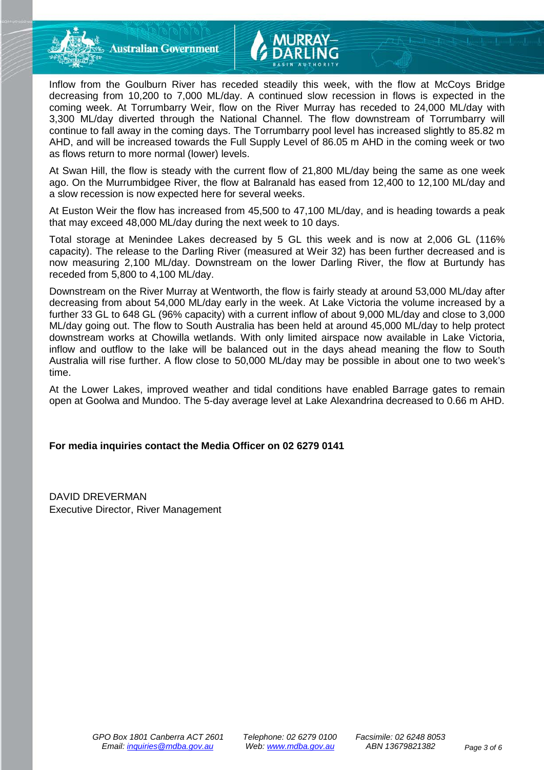Inflow from the Goulburn River has receded steadily this week, with the flow at McCoys Bridge decreasing from 10,200 to 7,000 ML/day. A continued slow recession in flows is expected in the coming week. At Torrumbarry Weir, flow on the River Murray has receded to 24,000 ML/day with 3,300 ML/day diverted through the National Channel. The flow downstream of Torrumbarry will continue to fall away in the coming days. The Torrumbarry pool level has increased slightly to 85.82 m AHD, and will be increased towards the Full Supply Level of 86.05 m AHD in the coming week or two as flows return to more normal (lower) levels.

At Swan Hill, the flow is steady with the current flow of 21,800 ML/day being the same as one week ago. On the Murrumbidgee River, the flow at Balranald has eased from 12,400 to 12,100 ML/day and a slow recession is now expected here for several weeks.

At Euston Weir the flow has increased from 45,500 to 47,100 ML/day, and is heading towards a peak that may exceed 48,000 ML/day during the next week to 10 days.

Total storage at Menindee Lakes decreased by 5 GL this week and is now at 2,006 GL (116% capacity). The release to the Darling River (measured at Weir 32) has been further decreased and is now measuring 2,100 ML/day. Downstream on the lower Darling River, the flow at Burtundy has receded from 5,800 to 4,100 ML/day.

Downstream on the River Murray at Wentworth, the flow is fairly steady at around 53,000 ML/day after decreasing from about 54,000 ML/day early in the week. At Lake Victoria the volume increased by a further 33 GL to 648 GL (96% capacity) with a current inflow of about 9,000 ML/day and close to 3,000 ML/day going out. The flow to South Australia has been held at around 45,000 ML/day to help protect downstream works at Chowilla wetlands. With only limited airspace now available in Lake Victoria, inflow and outflow to the lake will be balanced out in the days ahead meaning the flow to South Australia will rise further. A flow close to 50,000 ML/day may be possible in about one to two week's time.

At the Lower Lakes, improved weather and tidal conditions have enabled Barrage gates to remain open at Goolwa and Mundoo. The 5-day average level at Lake Alexandrina decreased to 0.66 m AHD.

**For media inquiries contact the Media Officer on 02 6279 0141**

DAVID DREVERMAN
Executive Director, River Management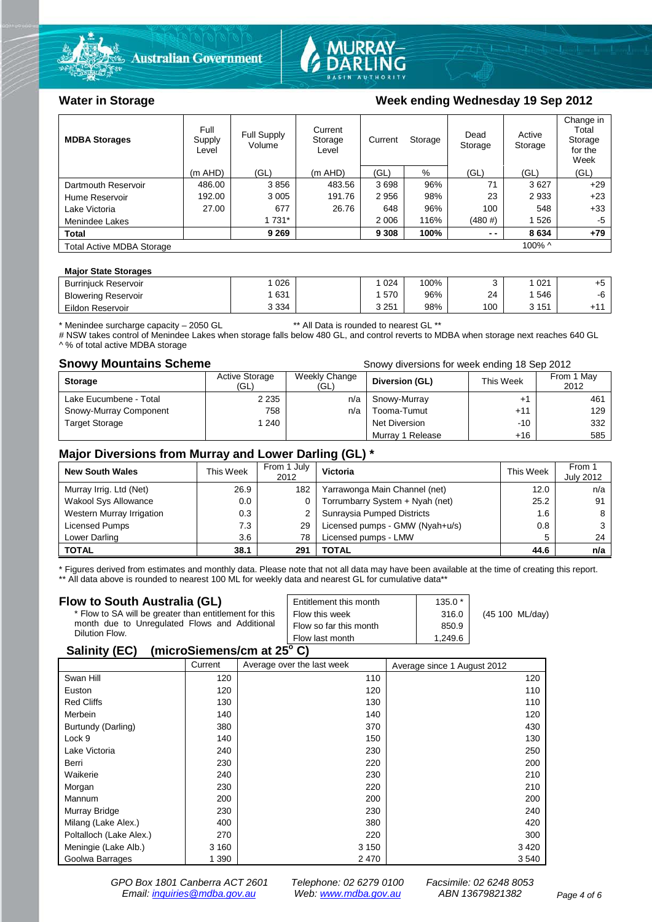## Water in Storage

### Week ending Wednesday 19 Sep 2012

| MDBA Storages | Full Supply Level | Full Supply Volume | Current Storage Level | Current Storage | | Dead Storage | Active Storage | Change in Total Storage for the Week |
|---|---|---|---|---|---|---|---|---|
| | (m AHD) | (GL) | (m AHD) | (GL) | % | (GL) | (GL) | (GL) |
| Dartmouth Reservoir | 486.00 | 3 856 | 483.56 | 3 698 | 96% | 71 | 3 627 | +29 |
| Hume Reservoir | 192.00 | 3 005 | 191.76 | 2 956 | 98% | 23 | 2 933 | +23 |
| Lake Victoria | 27.00 | 677 | 26.76 | 648 | 96% | 100 | 548 | +33 |
| Menindee Lakes | | 1 731* | | 2 006 | 116% | (480 #) | 1 526 | -5 |
| **Total** | | **9 269** | | **9 308** | **100%** | **- -** | **8 634** | **+79** |
| Total Active MDBA Storage | | | | | | | 100% ^ | |

**Major State Storages**

| Storage | Full Supply Volume | | Current Storage | % | Dead Storage | Active Storage | Change |
|---|---|---|---|---|---|---|---|
| Burrinjuck Reservoir | 1 026 | | 1 024 | 100% | 3 | 1 021 | +5 |
| Blowering Reservoir | 1 631 | | 1 570 | 96% | 24 | 1 546 | -6 |
| Eildon Reservoir | 3 334 | | 3 251 | 98% | 100 | 3 151 | +11 |

\* Menindee surcharge capacity – 2050 GL    ** All Data is rounded to nearest GL **
# NSW takes control of Menindee Lakes when storage falls below 480 GL, and control reverts to MDBA when storage next reaches 640 GL
^ % of total active MDBA storage

## Snowy Mountains Scheme

Snowy diversions for week ending 18 Sep 2012

| Storage | Active Storage (GL) | Weekly Change (GL) | Diversion (GL) | This Week | From 1 May 2012 |
|---|---|---|---|---|---|
| Lake Eucumbene - Total | 2 235 | n/a | Snowy-Murray | +1 | 461 |
| Snowy-Murray Component | 758 | n/a | Tooma-Tumut | +11 | 129 |
| Target Storage | 1 240 | | Net Diversion | -10 | 332 |
| | | | Murray 1 Release | +16 | 585 |

## Major Diversions from Murray and Lower Darling (GL) *

| New South Wales | This Week | From 1 July 2012 | Victoria | This Week | From 1 July 2012 |
|---|---|---|---|---|---|
| Murray Irrig. Ltd (Net) | 26.9 | 182 | Yarrawonga Main Channel (net) | 12.0 | n/a |
| Wakool Sys Allowance | 0.0 | 0 | Torrumbarry System + Nyah (net) | 25.2 | 91 |
| Western Murray Irrigation | 0.3 | 2 | Sunraysia Pumped Districts | 1.6 | 8 |
| Licensed Pumps | 7.3 | 29 | Licensed pumps - GMW (Nyah+u/s) | 0.8 | 3 |
| Lower Darling | 3.6 | 78 | Licensed pumps - LMW | 5 | 24 |
| **TOTAL** | **38.1** | **291** | **TOTAL** | **44.6** | **n/a** |

\* Figures derived from estimates and monthly data. Please note that not all data may have been available at the time of creating this report.
** All data above is rounded to nearest 100 ML for weekly data and nearest GL for cumulative data**

## Flow to South Australia (GL)

\* Flow to SA will be greater than entitlement for this month due to Unregulated Flows and Additional Dilution Flow.

| | | |
|---|---|---|
| Entitlement this month | 135.0 * | |
| Flow this week | 316.0 | (45 100 ML/day) |
| Flow so far this month | 850.9 | |
| Flow last month | 1,249.6 | |

## Salinity (EC) (microSiemens/cm at 25° C)

| | Current | Average over the last week | Average since 1 August 2012 |
|---|---|---|---|
| Swan Hill | 120 | 110 | 120 |
| Euston | 120 | 120 | 110 |
| Red Cliffs | 130 | 130 | 110 |
| Merbein | 140 | 140 | 120 |
| Burtundy (Darling) | 380 | 370 | 430 |
| Lock 9 | 140 | 150 | 130 |
| Lake Victoria | 240 | 230 | 250 |
| Berri | 230 | 220 | 200 |
| Waikerie | 240 | 230 | 210 |
| Morgan | 230 | 220 | 210 |
| Mannum | 200 | 200 | 200 |
| Murray Bridge | 230 | 230 | 240 |
| Milang (Lake Alex.) | 400 | 380 | 420 |
| Poltalloch (Lake Alex.) | 270 | 220 | 300 |
| Meningie (Lake Alb.) | 3 160 | 3 150 | 3 420 |
| Goolwa Barrages | 1 390 | 2 470 | 3 540 |

GPO Box 1801 Canberra ACT 2601    Telephone: 02 6279 0100    Facsimile: 02 6248 8053
Email: inquiries@mdba.gov.au    Web: www.mdba.gov.au    ABN 13679821382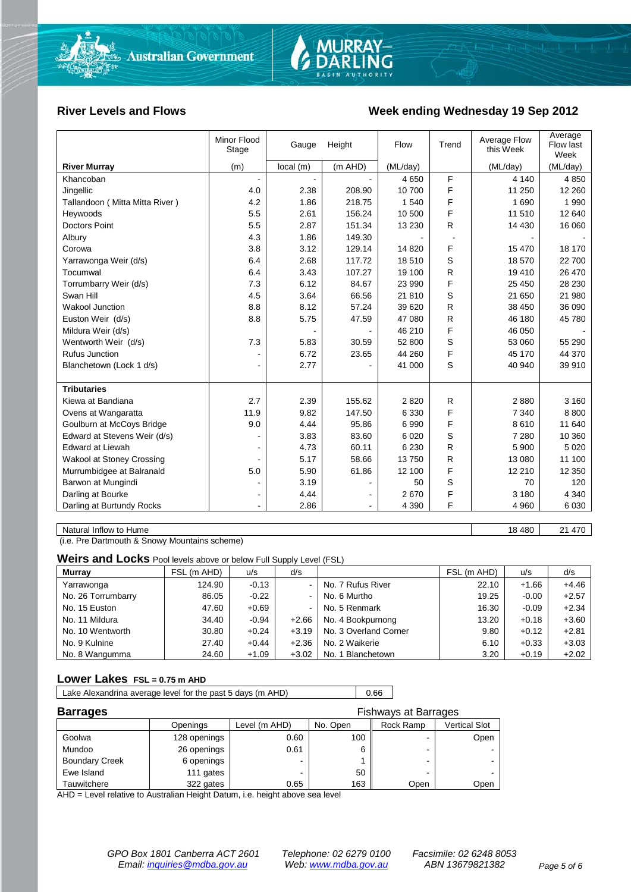## River Levels and Flows

## Week ending Wednesday 19 Sep 2012

| River Murray | Minor Flood Stage (m) | Gauge local (m) | Height (m AHD) | Flow (ML/day) | Trend | Average Flow this Week (ML/day) | Average Flow last Week (ML/day) |
|---|---|---|---|---|---|---|---|
| Khancoban | - | - | - | 4 650 | F | 4 140 | 4 850 |
| Jingellic | 4.0 | 2.38 | 208.90 | 10 700 | F | 11 250 | 12 260 |
| Tallandoon ( Mitta Mitta River ) | 4.2 | 1.86 | 218.75 | 1 540 | F | 1 690 | 1 990 |
| Heywoods | 5.5 | 2.61 | 156.24 | 10 500 | F | 11 510 | 12 640 |
| Doctors Point | 5.5 | 2.87 | 151.34 | 13 230 | R | 14 430 | 16 060 |
| Albury | 4.3 | 1.86 | 149.30 | - | - | - | - |
| Corowa | 3.8 | 3.12 | 129.14 | 14 820 | F | 15 470 | 18 170 |
| Yarrawonga Weir (d/s) | 6.4 | 2.68 | 117.72 | 18 510 | S | 18 570 | 22 700 |
| Tocumwal | 6.4 | 3.43 | 107.27 | 19 100 | R | 19 410 | 26 470 |
| Torrumbarry Weir (d/s) | 7.3 | 6.12 | 84.67 | 23 990 | F | 25 450 | 28 230 |
| Swan Hill | 4.5 | 3.64 | 66.56 | 21 810 | S | 21 650 | 21 980 |
| Wakool Junction | 8.8 | 8.12 | 57.24 | 39 620 | R | 38 450 | 36 090 |
| Euston Weir (d/s) | 8.8 | 5.75 | 47.59 | 47 080 | R | 46 180 | 45 780 |
| Mildura Weir (d/s) | | - | - | 46 210 | F | 46 050 | - |
| Wentworth Weir (d/s) | 7.3 | 5.83 | 30.59 | 52 800 | S | 53 060 | 55 290 |
| Rufus Junction | - | 6.72 | 23.65 | 44 260 | F | 45 170 | 44 370 |
| Blanchetown (Lock 1 d/s) | - | 2.77 | - | 41 000 | S | 40 940 | 39 910 |
| **Tributaries** | | | | | | | |
| Kiewa at Bandiana | 2.7 | 2.39 | 155.62 | 2 820 | R | 2 880 | 3 160 |
| Ovens at Wangaratta | 11.9 | 9.82 | 147.50 | 6 330 | F | 7 340 | 8 800 |
| Goulburn at McCoys Bridge | 9.0 | 4.44 | 95.86 | 6 990 | F | 8 610 | 11 640 |
| Edward at Stevens Weir (d/s) | - | 3.83 | 83.60 | 6 020 | S | 7 280 | 10 360 |
| Edward at Liewah | - | 4.73 | 60.11 | 6 230 | R | 5 900 | 5 020 |
| Wakool at Stoney Crossing | - | 5.17 | 58.66 | 13 750 | R | 13 080 | 11 100 |
| Murrumbidgee at Balranald | 5.0 | 5.90 | 61.86 | 12 100 | F | 12 210 | 12 350 |
| Barwon at Mungindi | - | 3.19 | - | 50 | S | 70 | 120 |
| Darling at Bourke | - | 4.44 | - | 2 670 | F | 3 180 | 4 340 |
| Darling at Burtundy Rocks | - | 2.86 | - | 4 390 | F | 4 960 | 6 030 |

| | This Week | Last Week |
|---|---|---|
| Natural Inflow to Hume | 18 480 | 21 470 |

(i.e. Pre Dartmouth & Snowy Mountains scheme)

## Weirs and Locks
Pool levels above or below Full Supply Level (FSL)

| Murray | FSL (m AHD) | u/s | d/s | | FSL (m AHD) | u/s | d/s |
|---|---|---|---|---|---|---|---|
| Yarrawonga | 124.90 | -0.13 | - | No. 7 Rufus River | 22.10 | +1.66 | +4.46 |
| No. 26 Torrumbarry | 86.05 | -0.22 | - | No. 6 Murtho | 19.25 | -0.00 | +2.57 |
| No. 15 Euston | 47.60 | +0.69 | - | No. 5 Renmark | 16.30 | -0.09 | +2.34 |
| No. 11 Mildura | 34.40 | -0.94 | +2.66 | No. 4 Bookpurnong | 13.20 | +0.18 | +3.60 |
| No. 10 Wentworth | 30.80 | +0.24 | +3.19 | No. 3 Overland Corner | 9.80 | +0.12 | +2.81 |
| No. 9 Kulnine | 27.40 | +0.44 | +2.36 | No. 2 Waikerie | 6.10 | +0.33 | +3.03 |
| No. 8 Wangumma | 24.60 | +1.09 | +3.02 | No. 1 Blanchetown | 3.20 | +0.19 | +2.02 |

## Lower Lakes
FSL = 0.75 m AHD

| | |
|---|---|
| Lake Alexandrina average level for the past 5 days (m AHD) | 0.66 |

## Barrages

| | Openings | Level (m AHD) | No. Open | Fishways at Barrages: Rock Ramp | Fishways at Barrages: Vertical Slot |
|---|---|---|---|---|---|
| Goolwa | 128 openings | 0.60 | 100 | - | Open |
| Mundoo | 26 openings | 0.61 | 6 | - | - |
| Boundary Creek | 6 openings | - | 1 | - | - |
| Ewe Island | 111 gates | - | 50 | - | - |
| Tauwitchere | 322 gates | 0.65 | 163 | Open | Open |

AHD = Level relative to Australian Height Datum, i.e. height above sea level

*GPO Box 1801 Canberra ACT 2601 &nbsp; Telephone: 02 6279 0100 &nbsp; Facsimile: 02 6248 8053*
*Email: inquiries@mdba.gov.au &nbsp; Web: www.mdba.gov.au &nbsp; ABN 13679821382*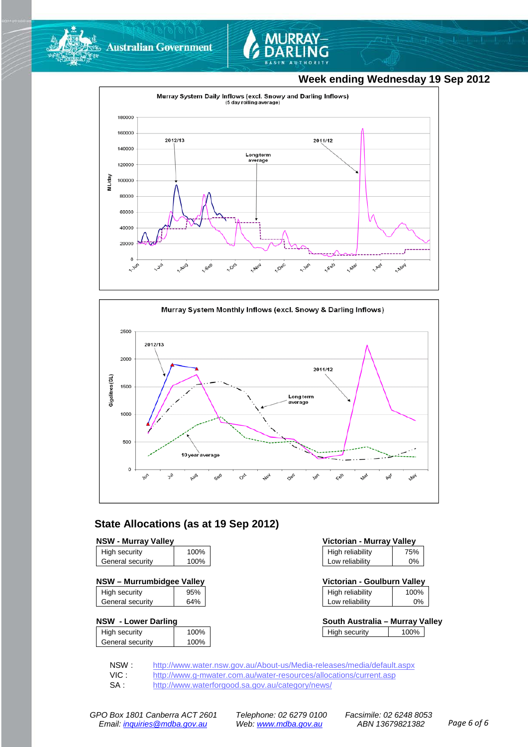Week ending Wednesday 19 Sep 2012

Murray System Daily Inflows (excl. Snowy and Darling Inflows)
(5 day rolling average)

ML/day

180000
160000
140000
120000
100000
80000
60000
40000
20000
0

2012/13
2011/12
Long term average

1-Jun 1-Jul 1-Aug 1-Sep 1-Oct 1-Nov 1-Dec 1-Jan 1-Feb 1-Mar 1-Apr 1-May

Murray System Monthly Inflows (excl. Snowy & Darling Inflows)

Gigalitres (GL)

2500
2000
1500
1000
500
0

2012/13
2011/12
Long term average
10 year average

Jun Jul Aug Sep Oct Nov Dec Jan Feb Mar Apr May

## State Allocations (as at 19 Sep 2012)

**NSW - Murray Valley**

| | |
|---|---|
| High security | 100% |
| General security | 100% |

**NSW – Murrumbidgee Valley**

| | |
|---|---|
| High security | 95% |
| General security | 64% |

**NSW - Lower Darling**

| | |
|---|---|
| High security | 100% |
| General security | 100% |

**Victorian - Murray Valley**

| | |
|---|---|
| High reliability | 75% |
| Low reliability | 0% |

**Victorian - Goulburn Valley**

| | |
|---|---|
| High reliability | 100% |
| Low reliability | 0% |

**South Australia – Murray Valley**

| | |
|---|---|
| High security | 100% |

NSW : http://www.water.nsw.gov.au/About-us/Media-releases/media/default.aspx
VIC : http://www.g-mwater.com.au/water-resources/allocations/current.asp
SA : http://www.waterforgood.sa.gov.au/category/news/

*GPO Box 1801 Canberra ACT 2601 Telephone: 02 6279 0100 Facsimile: 02 6248 8053*
*Email: inquiries@mdba.gov.au Web: www.mdba.gov.au ABN 13679821382*